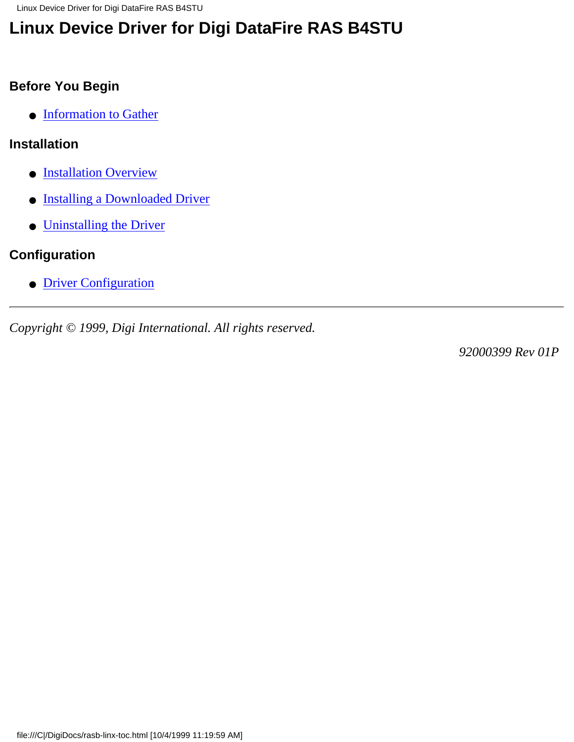# Linux Device Driver for Digi DataFire RAS B4STU

### Before You Begin

- Information to Gather

### Installation

- Installation Overview
- Installing a Downloaded Driver
- Uninstalling the Driver

### Configuration

- Driver Configuration

---

*Copyright © 1999, Digi International. All rights reserved.*

*92000399 Rev 01P*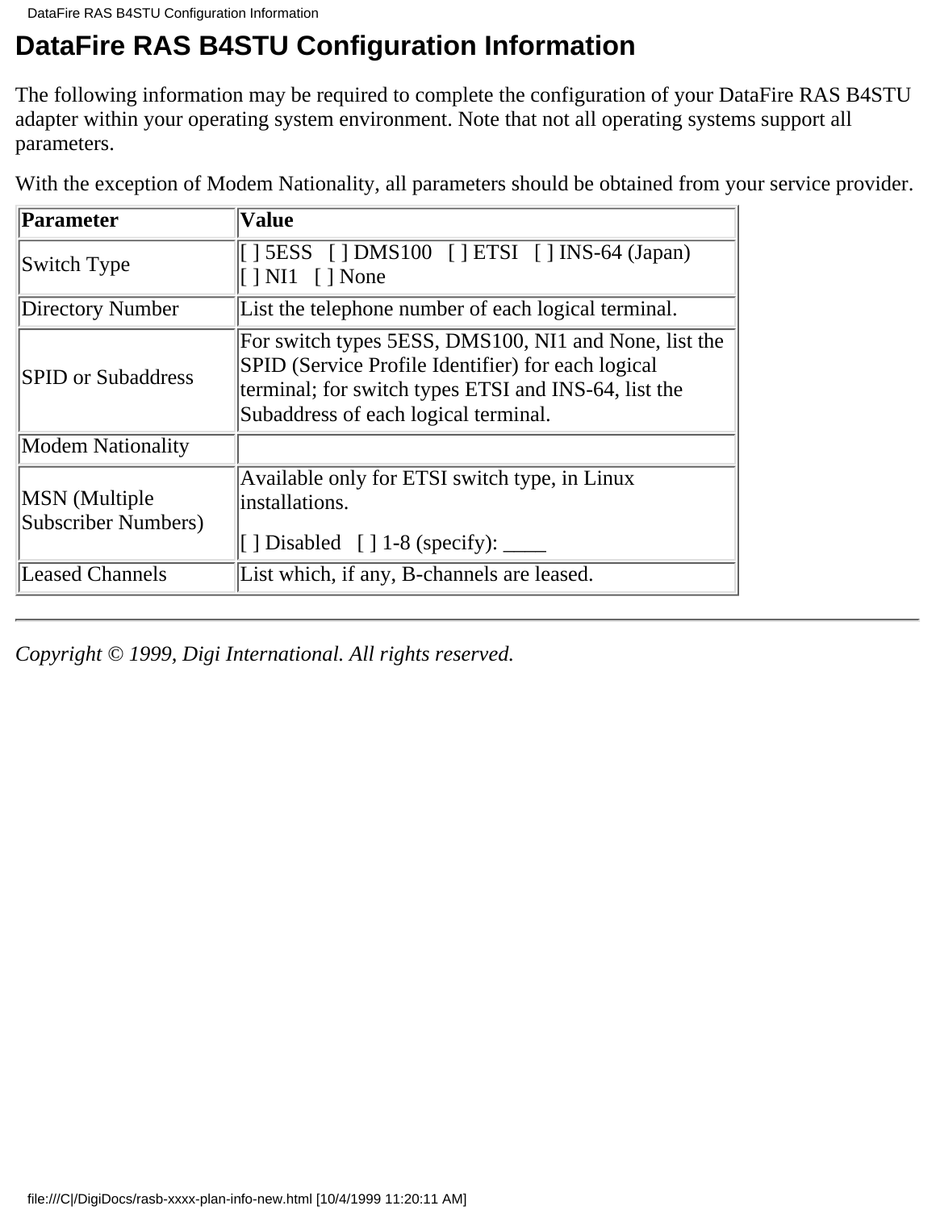# DataFire RAS B4STU Configuration Information

The following information may be required to complete the configuration of your DataFire RAS B4STU adapter within your operating system environment. Note that not all operating systems support all parameters.

With the exception of Modem Nationality, all parameters should be obtained from your service provider.

| Parameter | Value |
|---|---|
| Switch Type | [ ] 5ESS   [ ] DMS100   [ ] ETSI   [ ] INS-64 (Japan)   [ ] NI1   [ ] None |
| Directory Number | List the telephone number of each logical terminal. |
| SPID or Subaddress | For switch types 5ESS, DMS100, NI1 and None, list the SPID (Service Profile Identifier) for each logical terminal; for switch types ETSI and INS-64, list the Subaddress of each logical terminal. |
| Modem Nationality | |
| MSN (Multiple Subscriber Numbers) | Available only for ETSI switch type, in Linux installations. [ ] Disabled   [ ] 1-8 (specify): ____ |
| Leased Channels | List which, if any, B-channels are leased. |

---

*Copyright © 1999, Digi International. All rights reserved.*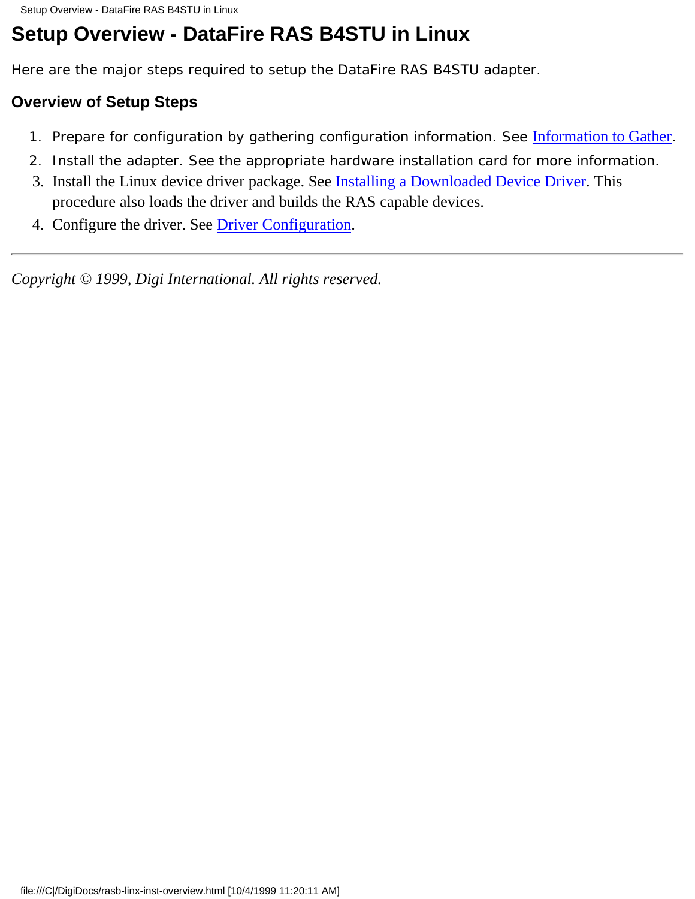# Setup Overview - DataFire RAS B4STU in Linux

Here are the major steps required to setup the DataFire RAS B4STU adapter.

### Overview of Setup Steps

1. Prepare for configuration by gathering configuration information. See Information to Gather.
2. Install the adapter. See the appropriate hardware installation card for more information.
3. Install the Linux device driver package. See Installing a Downloaded Device Driver. This procedure also loads the driver and builds the RAS capable devices.
4. Configure the driver. See Driver Configuration.

---

*Copyright © 1999, Digi International. All rights reserved.*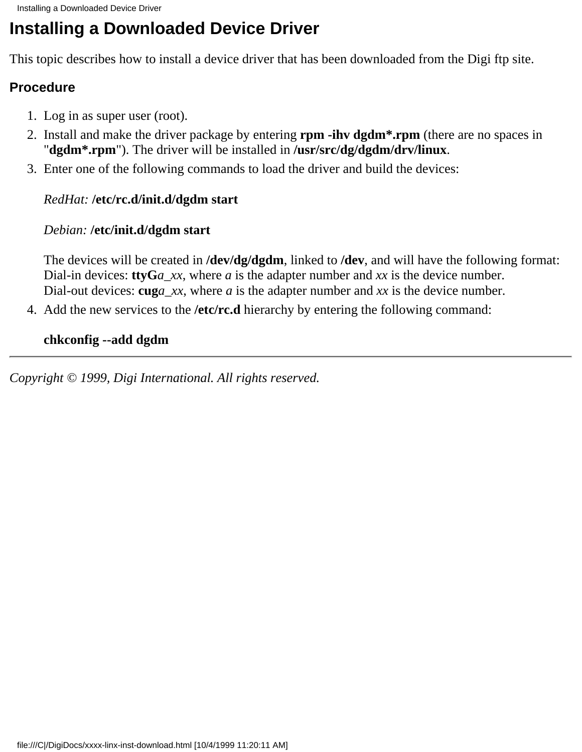# Installing a Downloaded Device Driver

This topic describes how to install a device driver that has been downloaded from the Digi ftp site.

### Procedure

1. Log in as super user (root).
2. Install and make the driver package by entering **rpm -ihv dgdm*.rpm** (there are no spaces in "**dgdm*.rpm**"). The driver will be installed in **/usr/src/dg/dgdm/drv/linux**.
3. Enter one of the following commands to load the driver and build the devices:

   *RedHat:* **/etc/rc.d/init.d/dgdm start**

   *Debian:* **/etc/init.d/dgdm start**

   The devices will be created in **/dev/dg/dgdm**, linked to **/dev**, and will have the following format:
   Dial-in devices: **ttyG***a_xx*, where *a* is the adapter number and *xx* is the device number.
   Dial-out devices: **cug***a_xx*, where *a* is the adapter number and *xx* is the device number.
4. Add the new services to the **/etc/rc.d** hierarchy by entering the following command:

   **chkconfig --add dgdm**

---

*Copyright © 1999, Digi International. All rights reserved.*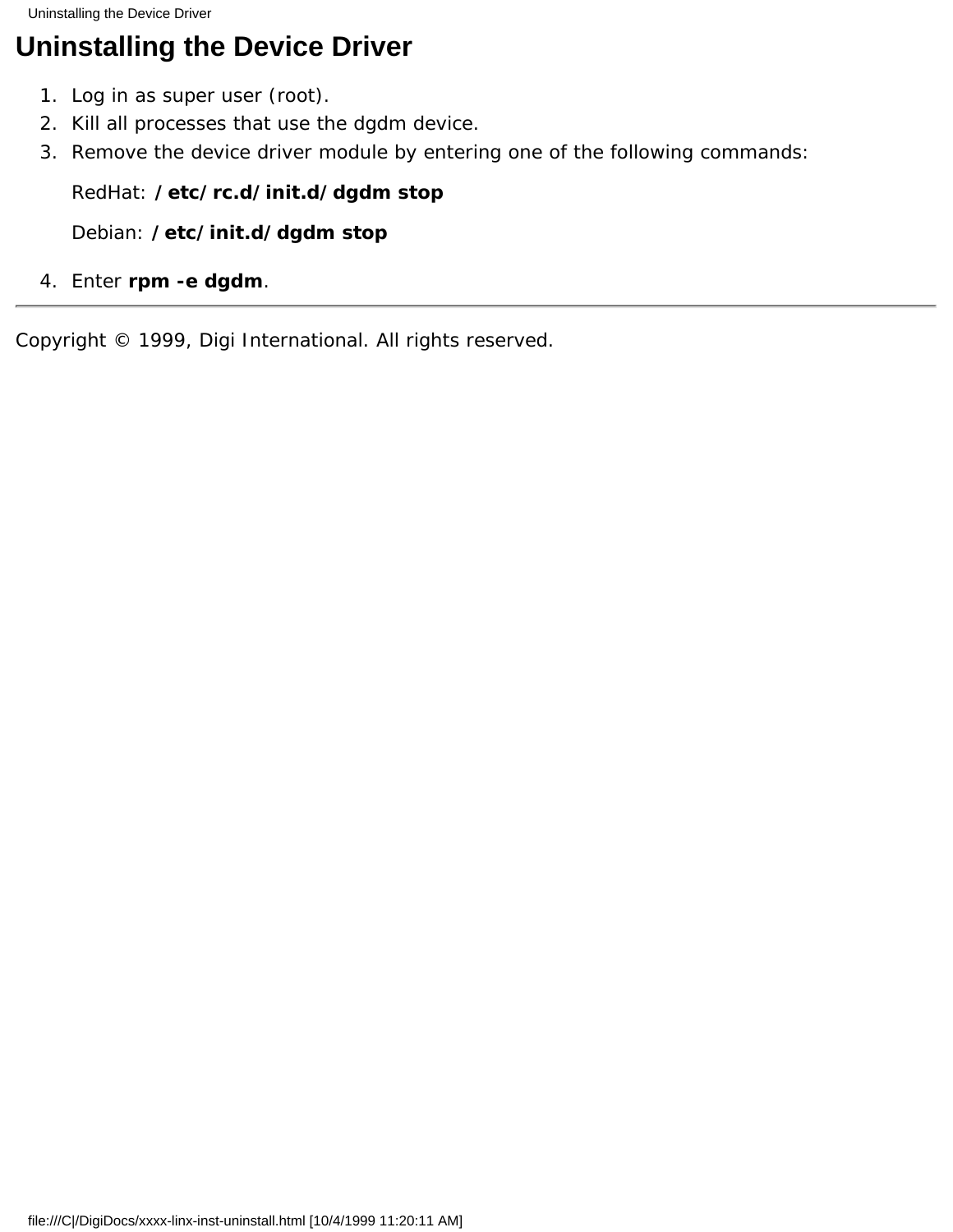# Uninstalling the Device Driver

1. Log in as super user (root).
2. Kill all processes that use the dgdm device.
3. Remove the device driver module by entering one of the following commands:

   RedHat: **/etc/rc.d/init.d/dgdm stop**

   Debian: **/etc/init.d/dgdm stop**

4. Enter **rpm -e dgdm**.

---

Copyright © 1999, Digi International. All rights reserved.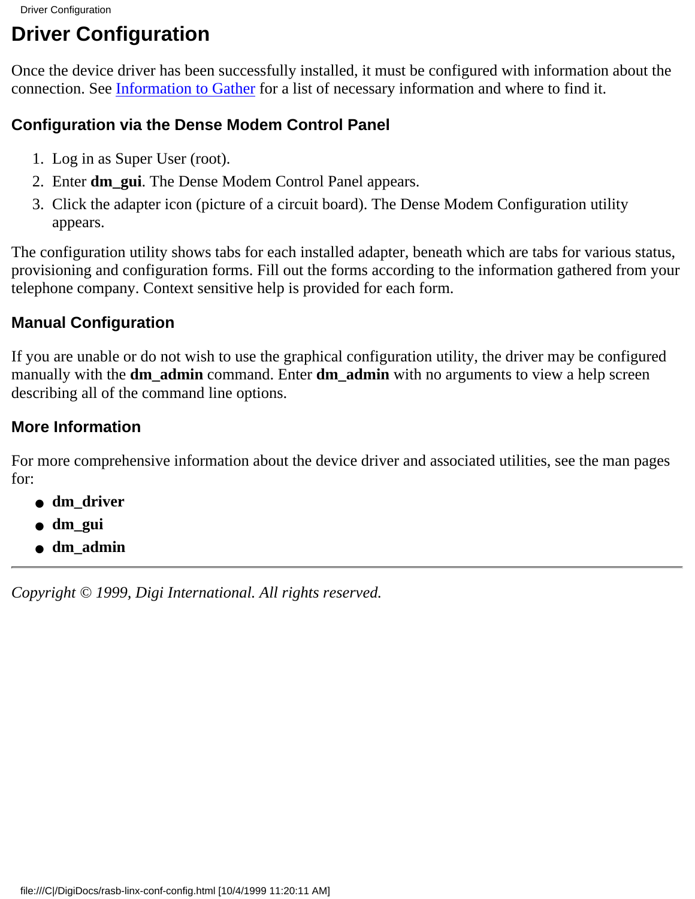# Driver Configuration

Once the device driver has been successfully installed, it must be configured with information about the connection. See Information to Gather for a list of necessary information and where to find it.

## Configuration via the Dense Modem Control Panel

1. Log in as Super User (root).
2. Enter **dm_gui**. The Dense Modem Control Panel appears.
3. Click the adapter icon (picture of a circuit board). The Dense Modem Configuration utility appears.

The configuration utility shows tabs for each installed adapter, beneath which are tabs for various status, provisioning and configuration forms. Fill out the forms according to the information gathered from your telephone company. Context sensitive help is provided for each form.

## Manual Configuration

If you are unable or do not wish to use the graphical configuration utility, the driver may be configured manually with the **dm_admin** command. Enter **dm_admin** with no arguments to view a help screen describing all of the command line options.

## More Information

For more comprehensive information about the device driver and associated utilities, see the man pages for:

- **dm_driver**
- **dm_gui**
- **dm_admin**

---

*Copyright © 1999, Digi International. All rights reserved.*